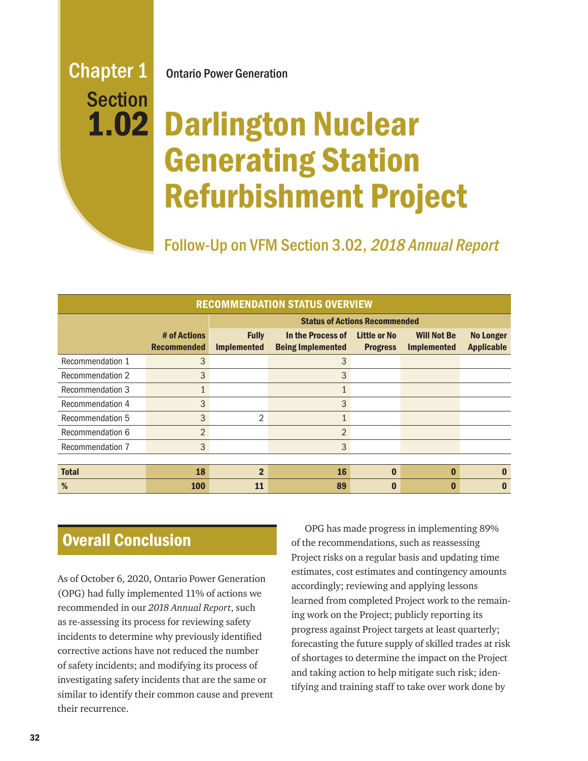Chapter 1 Section 1.02

Ontario Power Generation

# Darlington Nuclear Generating Station Refurbishment Project

## Follow-Up on VFM Section 3.02, *2018 Annual Report*

**RECOMMENDATION STATUS OVERVIEW**

| | # of Actions Recommended | Status of Actions Recommended | | | | |
|---|---|---|---|---|---|---|
| | | Fully Implemented | In the Process of Being Implemented | Little or No Progress | Will Not Be Implemented | No Longer Applicable |
| Recommendation 1 | 3 | | 3 | | | |
| Recommendation 2 | 3 | | 3 | | | |
| Recommendation 3 | 1 | | 1 | | | |
| Recommendation 4 | 3 | | 3 | | | |
| Recommendation 5 | 3 | 2 | 1 | | | |
| Recommendation 6 | 2 | | 2 | | | |
| Recommendation 7 | 3 | | 3 | | | |
| **Total** | **18** | **2** | **16** | **0** | **0** | **0** |
| **%** | **100** | **11** | **89** | **0** | **0** | **0** |

## Overall Conclusion

As of October 6, 2020, Ontario Power Generation (OPG) had fully implemented 11% of actions we recommended in our *2018 Annual Report*, such as re-assessing its process for reviewing safety incidents to determine why previously identified corrective actions have not reduced the number of safety incidents; and modifying its process of investigating safety incidents that are the same or similar to identify their common cause and prevent their recurrence.

OPG has made progress in implementing 89% of the recommendations, such as reassessing Project risks on a regular basis and updating time estimates, cost estimates and contingency amounts accordingly; reviewing and applying lessons learned from completed Project work to the remaining work on the Project; publicly reporting its progress against Project targets at least quarterly; forecasting the future supply of skilled trades at risk of shortages to determine the impact on the Project and taking action to help mitigate such risk; identifying and training staff to take over work done by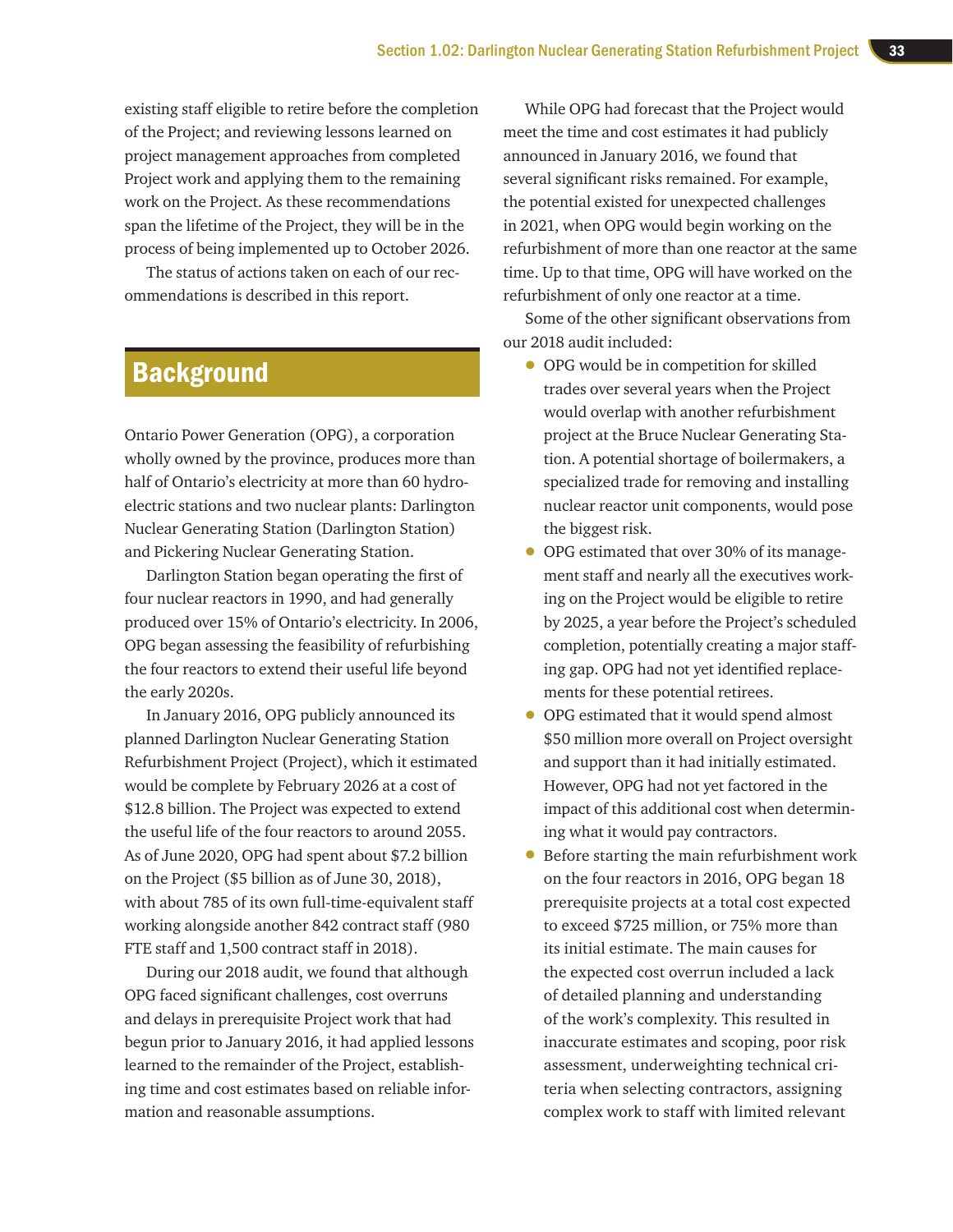existing staff eligible to retire before the completion of the Project; and reviewing lessons learned on project management approaches from completed Project work and applying them to the remaining work on the Project. As these recommendations span the lifetime of the Project, they will be in the process of being implemented up to October 2026.

The status of actions taken on each of our recommendations is described in this report.

## Background

Ontario Power Generation (OPG), a corporation wholly owned by the province, produces more than half of Ontario's electricity at more than 60 hydroelectric stations and two nuclear plants: Darlington Nuclear Generating Station (Darlington Station) and Pickering Nuclear Generating Station.

Darlington Station began operating the first of four nuclear reactors in 1990, and had generally produced over 15% of Ontario's electricity. In 2006, OPG began assessing the feasibility of refurbishing the four reactors to extend their useful life beyond the early 2020s.

In January 2016, OPG publicly announced its planned Darlington Nuclear Generating Station Refurbishment Project (Project), which it estimated would be complete by February 2026 at a cost of $12.8 billion. The Project was expected to extend the useful life of the four reactors to around 2055. As of June 2020, OPG had spent about $7.2 billion on the Project ($5 billion as of June 30, 2018), with about 785 of its own full-time-equivalent staff working alongside another 842 contract staff (980 FTE staff and 1,500 contract staff in 2018).

During our 2018 audit, we found that although OPG faced significant challenges, cost overruns and delays in prerequisite Project work that had begun prior to January 2016, it had applied lessons learned to the remainder of the Project, establishing time and cost estimates based on reliable information and reasonable assumptions.

While OPG had forecast that the Project would meet the time and cost estimates it had publicly announced in January 2016, we found that several significant risks remained. For example, the potential existed for unexpected challenges in 2021, when OPG would begin working on the refurbishment of more than one reactor at the same time. Up to that time, OPG will have worked on the refurbishment of only one reactor at a time.

Some of the other significant observations from our 2018 audit included:

- OPG would be in competition for skilled trades over several years when the Project would overlap with another refurbishment project at the Bruce Nuclear Generating Station. A potential shortage of boilermakers, a specialized trade for removing and installing nuclear reactor unit components, would pose the biggest risk.
- OPG estimated that over 30% of its management staff and nearly all the executives working on the Project would be eligible to retire by 2025, a year before the Project's scheduled completion, potentially creating a major staffing gap. OPG had not yet identified replacements for these potential retirees.
- OPG estimated that it would spend almost $50 million more overall on Project oversight and support than it had initially estimated. However, OPG had not yet factored in the impact of this additional cost when determining what it would pay contractors.
- Before starting the main refurbishment work on the four reactors in 2016, OPG began 18 prerequisite projects at a total cost expected to exceed $725 million, or 75% more than its initial estimate. The main causes for the expected cost overrun included a lack of detailed planning and understanding of the work's complexity. This resulted in inaccurate estimates and scoping, poor risk assessment, underweighting technical criteria when selecting contractors, assigning complex work to staff with limited relevant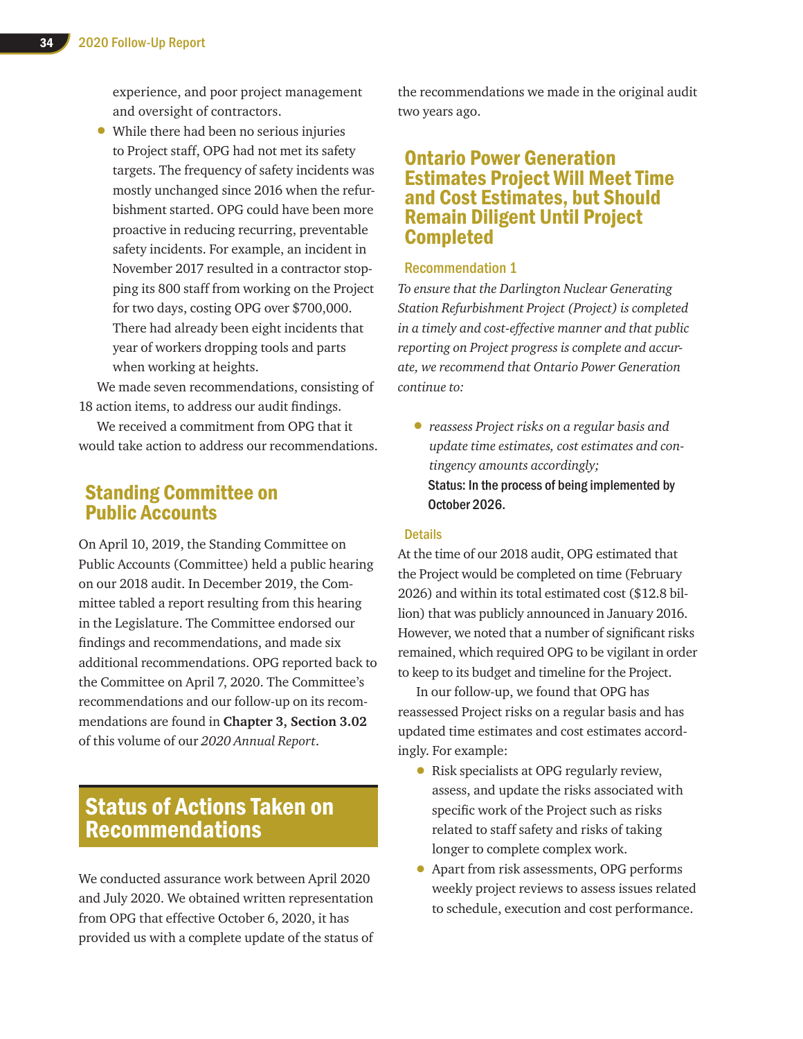experience, and poor project management and oversight of contractors.

- While there had been no serious injuries to Project staff, OPG had not met its safety targets. The frequency of safety incidents was mostly unchanged since 2016 when the refurbishment started. OPG could have been more proactive in reducing recurring, preventable safety incidents. For example, an incident in November 2017 resulted in a contractor stopping its 800 staff from working on the Project for two days, costing OPG over $700,000. There had already been eight incidents that year of workers dropping tools and parts when working at heights.

We made seven recommendations, consisting of 18 action items, to address our audit findings.

We received a commitment from OPG that it would take action to address our recommendations.

## Standing Committee on Public Accounts

On April 10, 2019, the Standing Committee on Public Accounts (Committee) held a public hearing on our 2018 audit. In December 2019, the Committee tabled a report resulting from this hearing in the Legislature. The Committee endorsed our findings and recommendations, and made six additional recommendations. OPG reported back to the Committee on April 7, 2020. The Committee's recommendations and our follow-up on its recommendations are found in **Chapter 3, Section 3.02** of this volume of our *2020 Annual Report*.

# Status of Actions Taken on Recommendations

We conducted assurance work between April 2020 and July 2020. We obtained written representation from OPG that effective October 6, 2020, it has provided us with a complete update of the status of the recommendations we made in the original audit two years ago.

## Ontario Power Generation Estimates Project Will Meet Time and Cost Estimates, but Should Remain Diligent Until Project Completed

### Recommendation 1

*To ensure that the Darlington Nuclear Generating Station Refurbishment Project (Project) is completed in a timely and cost-effective manner and that public reporting on Project progress is complete and accurate, we recommend that Ontario Power Generation continue to:*

- *reassess Project risks on a regular basis and update time estimates, cost estimates and contingency amounts accordingly;*

  **Status: In the process of being implemented by October 2026.**

### Details

At the time of our 2018 audit, OPG estimated that the Project would be completed on time (February 2026) and within its total estimated cost ($12.8 billion) that was publicly announced in January 2016. However, we noted that a number of significant risks remained, which required OPG to be vigilant in order to keep to its budget and timeline for the Project.

In our follow-up, we found that OPG has reassessed Project risks on a regular basis and has updated time estimates and cost estimates accordingly. For example:

- Risk specialists at OPG regularly review, assess, and update the risks associated with specific work of the Project such as risks related to staff safety and risks of taking longer to complete complex work.
- Apart from risk assessments, OPG performs weekly project reviews to assess issues related to schedule, execution and cost performance.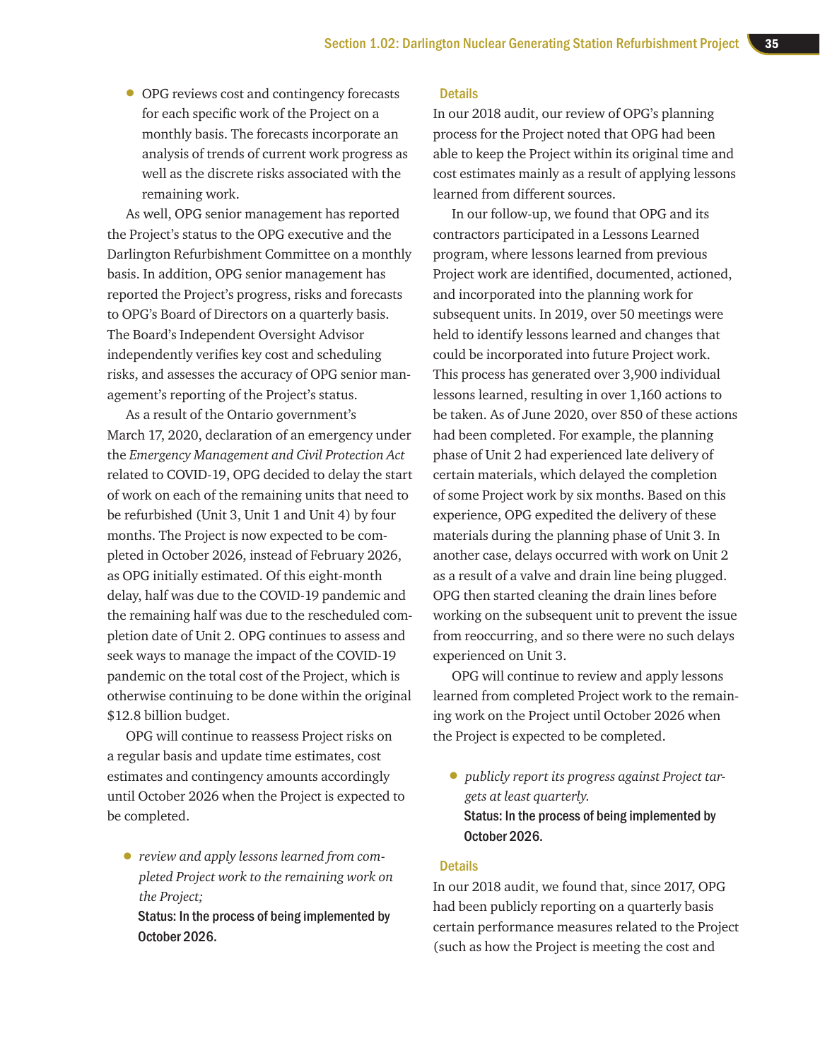- OPG reviews cost and contingency forecasts for each specific work of the Project on a monthly basis. The forecasts incorporate an analysis of trends of current work progress as well as the discrete risks associated with the remaining work.

As well, OPG senior management has reported the Project's status to the OPG executive and the Darlington Refurbishment Committee on a monthly basis. In addition, OPG senior management has reported the Project's progress, risks and forecasts to OPG's Board of Directors on a quarterly basis. The Board's Independent Oversight Advisor independently verifies key cost and scheduling risks, and assesses the accuracy of OPG senior management's reporting of the Project's status.

As a result of the Ontario government's March 17, 2020, declaration of an emergency under the *Emergency Management and Civil Protection Act* related to COVID-19, OPG decided to delay the start of work on each of the remaining units that need to be refurbished (Unit 3, Unit 1 and Unit 4) by four months. The Project is now expected to be completed in October 2026, instead of February 2026, as OPG initially estimated. Of this eight-month delay, half was due to the COVID-19 pandemic and the remaining half was due to the rescheduled completion date of Unit 2. OPG continues to assess and seek ways to manage the impact of the COVID-19 pandemic on the total cost of the Project, which is otherwise continuing to be done within the original $12.8 billion budget.

OPG will continue to reassess Project risks on a regular basis and update time estimates, cost estimates and contingency amounts accordingly until October 2026 when the Project is expected to be completed.

- *review and apply lessons learned from completed Project work to the remaining work on the Project;*

  **Status: In the process of being implemented by October 2026.**

### Details

In our 2018 audit, our review of OPG's planning process for the Project noted that OPG had been able to keep the Project within its original time and cost estimates mainly as a result of applying lessons learned from different sources.

In our follow-up, we found that OPG and its contractors participated in a Lessons Learned program, where lessons learned from previous Project work are identified, documented, actioned, and incorporated into the planning work for subsequent units. In 2019, over 50 meetings were held to identify lessons learned and changes that could be incorporated into future Project work. This process has generated over 3,900 individual lessons learned, resulting in over 1,160 actions to be taken. As of June 2020, over 850 of these actions had been completed. For example, the planning phase of Unit 2 had experienced late delivery of certain materials, which delayed the completion of some Project work by six months. Based on this experience, OPG expedited the delivery of these materials during the planning phase of Unit 3. In another case, delays occurred with work on Unit 2 as a result of a valve and drain line being plugged. OPG then started cleaning the drain lines before working on the subsequent unit to prevent the issue from reoccurring, and so there were no such delays experienced on Unit 3.

OPG will continue to review and apply lessons learned from completed Project work to the remaining work on the Project until October 2026 when the Project is expected to be completed.

- *publicly report its progress against Project targets at least quarterly.*

  **Status: In the process of being implemented by October 2026.**

### Details

In our 2018 audit, we found that, since 2017, OPG had been publicly reporting on a quarterly basis certain performance measures related to the Project (such as how the Project is meeting the cost and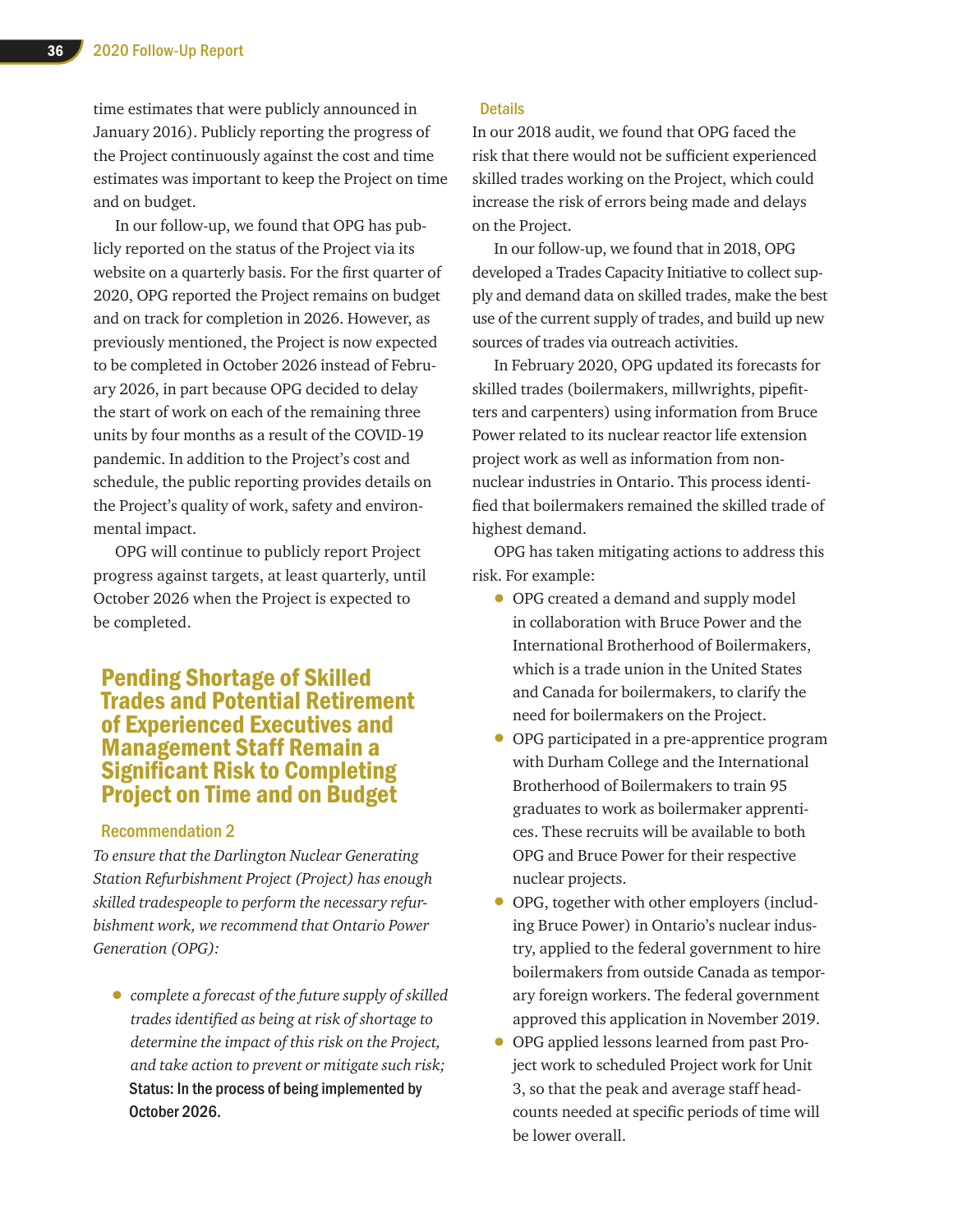time estimates that were publicly announced in January 2016). Publicly reporting the progress of the Project continuously against the cost and time estimates was important to keep the Project on time and on budget.

In our follow-up, we found that OPG has publicly reported on the status of the Project via its website on a quarterly basis. For the first quarter of 2020, OPG reported the Project remains on budget and on track for completion in 2026. However, as previously mentioned, the Project is now expected to be completed in October 2026 instead of February 2026, in part because OPG decided to delay the start of work on each of the remaining three units by four months as a result of the COVID-19 pandemic. In addition to the Project's cost and schedule, the public reporting provides details on the Project's quality of work, safety and environmental impact.

OPG will continue to publicly report Project progress against targets, at least quarterly, until October 2026 when the Project is expected to be completed.

## Pending Shortage of Skilled Trades and Potential Retirement of Experienced Executives and Management Staff Remain a Significant Risk to Completing Project on Time and on Budget

### Recommendation 2

*To ensure that the Darlington Nuclear Generating Station Refurbishment Project (Project) has enough skilled tradespeople to perform the necessary refurbishment work, we recommend that Ontario Power Generation (OPG):*

- *complete a forecast of the future supply of skilled trades identified as being at risk of shortage to determine the impact of this risk on the Project, and take action to prevent or mitigate such risk;*
  **Status: In the process of being implemented by October 2026.**

### Details

In our 2018 audit, we found that OPG faced the risk that there would not be sufficient experienced skilled trades working on the Project, which could increase the risk of errors being made and delays on the Project.

In our follow-up, we found that in 2018, OPG developed a Trades Capacity Initiative to collect supply and demand data on skilled trades, make the best use of the current supply of trades, and build up new sources of trades via outreach activities.

In February 2020, OPG updated its forecasts for skilled trades (boilermakers, millwrights, pipefitters and carpenters) using information from Bruce Power related to its nuclear reactor life extension project work as well as information from non-nuclear industries in Ontario. This process identified that boilermakers remained the skilled trade of highest demand.

OPG has taken mitigating actions to address this risk. For example:

- OPG created a demand and supply model in collaboration with Bruce Power and the International Brotherhood of Boilermakers, which is a trade union in the United States and Canada for boilermakers, to clarify the need for boilermakers on the Project.
- OPG participated in a pre-apprentice program with Durham College and the International Brotherhood of Boilermakers to train 95 graduates to work as boilermaker apprentices. These recruits will be available to both OPG and Bruce Power for their respective nuclear projects.
- OPG, together with other employers (including Bruce Power) in Ontario's nuclear industry, applied to the federal government to hire boilermakers from outside Canada as temporary foreign workers. The federal government approved this application in November 2019.
- OPG applied lessons learned from past Project work to scheduled Project work for Unit 3, so that the peak and average staff headcounts needed at specific periods of time will be lower overall.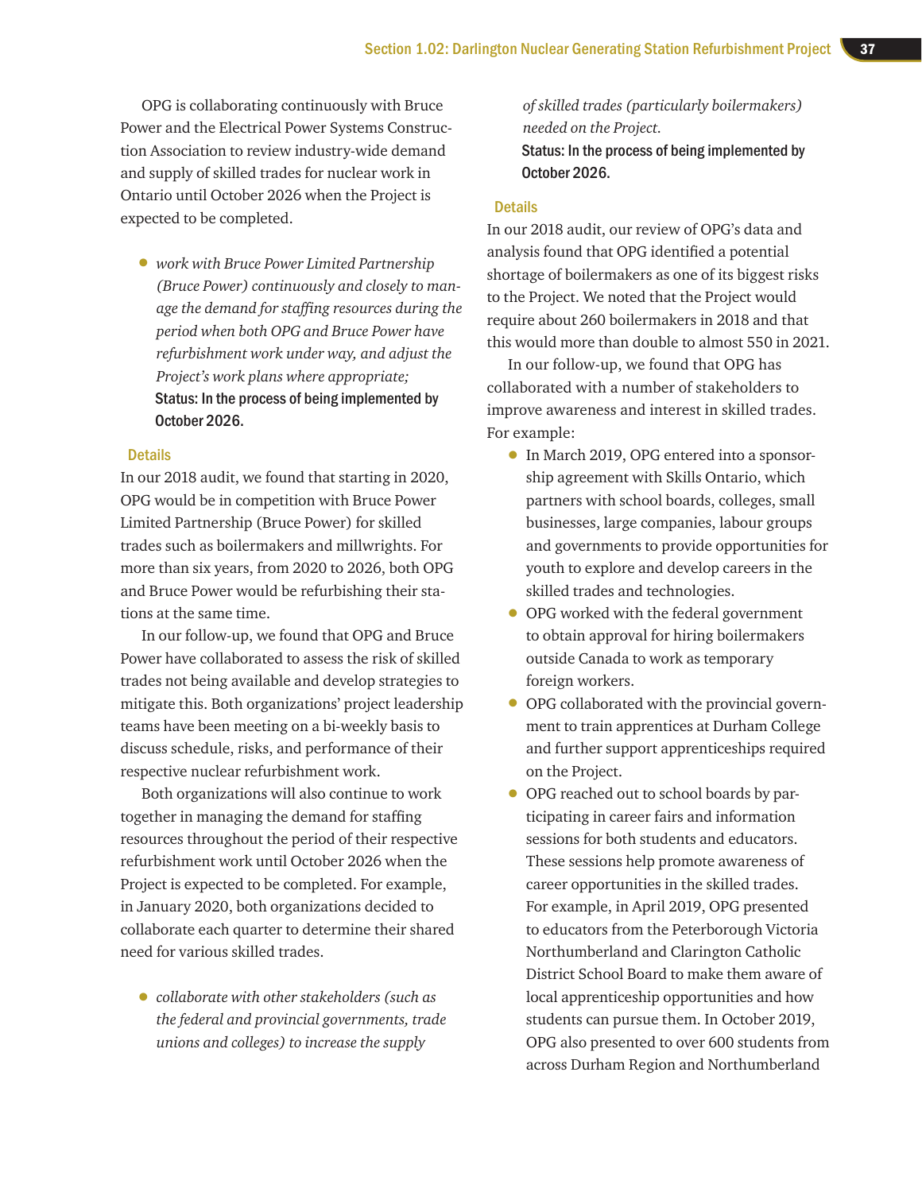OPG is collaborating continuously with Bruce Power and the Electrical Power Systems Construction Association to review industry-wide demand and supply of skilled trades for nuclear work in Ontario until October 2026 when the Project is expected to be completed.

- *work with Bruce Power Limited Partnership (Bruce Power) continuously and closely to manage the demand for staffing resources during the period when both OPG and Bruce Power have refurbishment work under way, and adjust the Project's work plans where appropriate;*
  **Status: In the process of being implemented by October 2026.**

### Details

In our 2018 audit, we found that starting in 2020, OPG would be in competition with Bruce Power Limited Partnership (Bruce Power) for skilled trades such as boilermakers and millwrights. For more than six years, from 2020 to 2026, both OPG and Bruce Power would be refurbishing their stations at the same time.

In our follow-up, we found that OPG and Bruce Power have collaborated to assess the risk of skilled trades not being available and develop strategies to mitigate this. Both organizations' project leadership teams have been meeting on a bi-weekly basis to discuss schedule, risks, and performance of their respective nuclear refurbishment work.

Both organizations will also continue to work together in managing the demand for staffing resources throughout the period of their respective refurbishment work until October 2026 when the Project is expected to be completed. For example, in January 2020, both organizations decided to collaborate each quarter to determine their shared need for various skilled trades.

- *collaborate with other stakeholders (such as the federal and provincial governments, trade unions and colleges) to increase the supply of skilled trades (particularly boilermakers) needed on the Project.*
  **Status: In the process of being implemented by October 2026.**

### Details

In our 2018 audit, our review of OPG's data and analysis found that OPG identified a potential shortage of boilermakers as one of its biggest risks to the Project. We noted that the Project would require about 260 boilermakers in 2018 and that this would more than double to almost 550 in 2021.

In our follow-up, we found that OPG has collaborated with a number of stakeholders to improve awareness and interest in skilled trades. For example:

- In March 2019, OPG entered into a sponsorship agreement with Skills Ontario, which partners with school boards, colleges, small businesses, large companies, labour groups and governments to provide opportunities for youth to explore and develop careers in the skilled trades and technologies.
- OPG worked with the federal government to obtain approval for hiring boilermakers outside Canada to work as temporary foreign workers.
- OPG collaborated with the provincial government to train apprentices at Durham College and further support apprenticeships required on the Project.
- OPG reached out to school boards by participating in career fairs and information sessions for both students and educators. These sessions help promote awareness of career opportunities in the skilled trades. For example, in April 2019, OPG presented to educators from the Peterborough Victoria Northumberland and Clarington Catholic District School Board to make them aware of local apprenticeship opportunities and how students can pursue them. In October 2019, OPG also presented to over 600 students from across Durham Region and Northumberland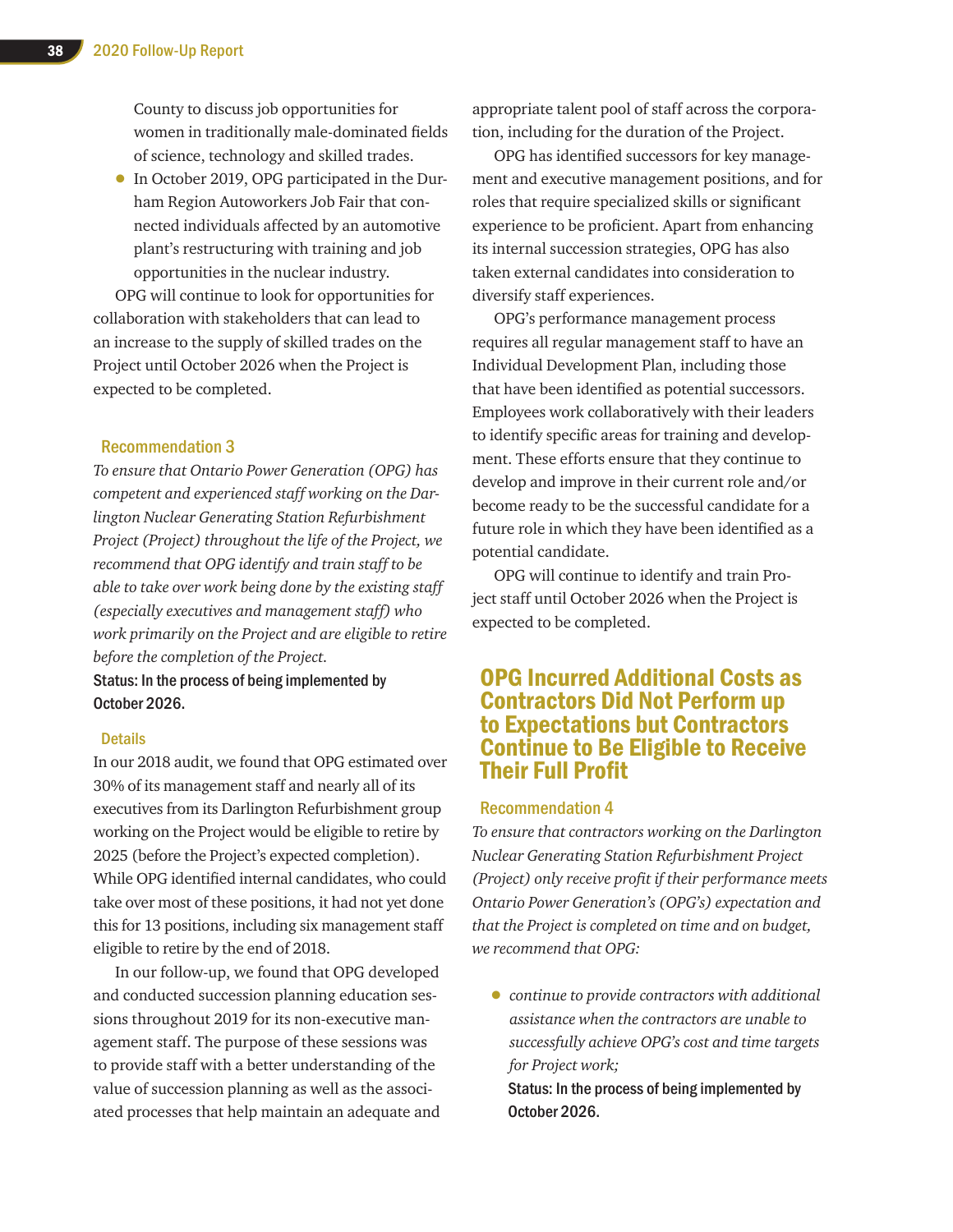County to discuss job opportunities for women in traditionally male-dominated fields of science, technology and skilled trades.

- In October 2019, OPG participated in the Durham Region Autoworkers Job Fair that connected individuals affected by an automotive plant's restructuring with training and job opportunities in the nuclear industry.

OPG will continue to look for opportunities for collaboration with stakeholders that can lead to an increase to the supply of skilled trades on the Project until October 2026 when the Project is expected to be completed.

### Recommendation 3

*To ensure that Ontario Power Generation (OPG) has competent and experienced staff working on the Darlington Nuclear Generating Station Refurbishment Project (Project) throughout the life of the Project, we recommend that OPG identify and train staff to be able to take over work being done by the existing staff (especially executives and management staff) who work primarily on the Project and are eligible to retire before the completion of the Project.*

**Status: In the process of being implemented by October 2026.**

#### Details

In our 2018 audit, we found that OPG estimated over 30% of its management staff and nearly all of its executives from its Darlington Refurbishment group working on the Project would be eligible to retire by 2025 (before the Project's expected completion). While OPG identified internal candidates, who could take over most of these positions, it had not yet done this for 13 positions, including six management staff eligible to retire by the end of 2018.

In our follow-up, we found that OPG developed and conducted succession planning education sessions throughout 2019 for its non-executive management staff. The purpose of these sessions was to provide staff with a better understanding of the value of succession planning as well as the associated processes that help maintain an adequate and appropriate talent pool of staff across the corporation, including for the duration of the Project.

OPG has identified successors for key management and executive management positions, and for roles that require specialized skills or significant experience to be proficient. Apart from enhancing its internal succession strategies, OPG has also taken external candidates into consideration to diversify staff experiences.

OPG's performance management process requires all regular management staff to have an Individual Development Plan, including those that have been identified as potential successors. Employees work collaboratively with their leaders to identify specific areas for training and development. These efforts ensure that they continue to develop and improve in their current role and/or become ready to be the successful candidate for a future role in which they have been identified as a potential candidate.

OPG will continue to identify and train Project staff until October 2026 when the Project is expected to be completed.

## OPG Incurred Additional Costs as Contractors Did Not Perform up to Expectations but Contractors Continue to Be Eligible to Receive Their Full Profit

### Recommendation 4

*To ensure that contractors working on the Darlington Nuclear Generating Station Refurbishment Project (Project) only receive profit if their performance meets Ontario Power Generation's (OPG's) expectation and that the Project is completed on time and on budget, we recommend that OPG:*

- *continue to provide contractors with additional assistance when the contractors are unable to successfully achieve OPG's cost and time targets for Project work;*

  **Status: In the process of being implemented by October 2026.**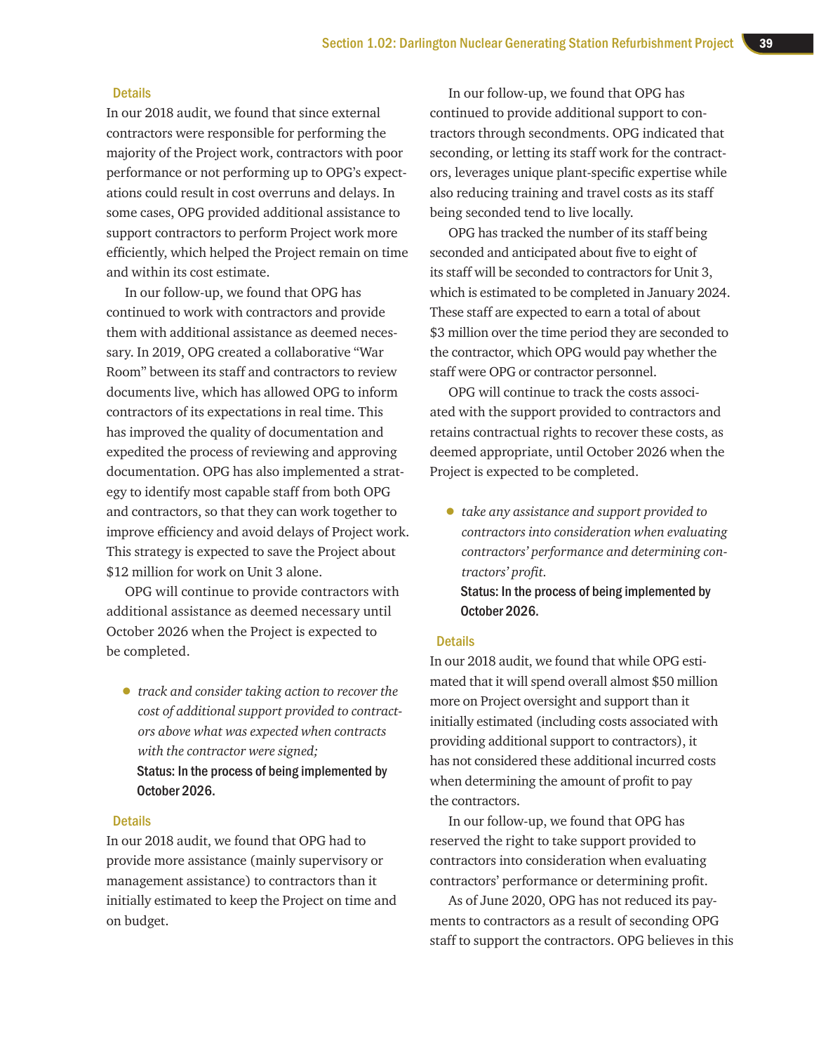#### Details

In our 2018 audit, we found that since external contractors were responsible for performing the majority of the Project work, contractors with poor performance or not performing up to OPG's expectations could result in cost overruns and delays. In some cases, OPG provided additional assistance to support contractors to perform Project work more efficiently, which helped the Project remain on time and within its cost estimate.

In our follow-up, we found that OPG has continued to work with contractors and provide them with additional assistance as deemed necessary. In 2019, OPG created a collaborative "War Room" between its staff and contractors to review documents live, which has allowed OPG to inform contractors of its expectations in real time. This has improved the quality of documentation and expedited the process of reviewing and approving documentation. OPG has also implemented a strategy to identify most capable staff from both OPG and contractors, so that they can work together to improve efficiency and avoid delays of Project work. This strategy is expected to save the Project about $12 million for work on Unit 3 alone.

OPG will continue to provide contractors with additional assistance as deemed necessary until October 2026 when the Project is expected to be completed.

- *track and consider taking action to recover the cost of additional support provided to contractors above what was expected when contracts with the contractor were signed;*

  **Status: In the process of being implemented by October 2026.**

#### Details

In our 2018 audit, we found that OPG had to provide more assistance (mainly supervisory or management assistance) to contractors than it initially estimated to keep the Project on time and on budget.

In our follow-up, we found that OPG has continued to provide additional support to contractors through secondments. OPG indicated that seconding, or letting its staff work for the contractors, leverages unique plant-specific expertise while also reducing training and travel costs as its staff being seconded tend to live locally.

OPG has tracked the number of its staff being seconded and anticipated about five to eight of its staff will be seconded to contractors for Unit 3, which is estimated to be completed in January 2024. These staff are expected to earn a total of about $3 million over the time period they are seconded to the contractor, which OPG would pay whether the staff were OPG or contractor personnel.

OPG will continue to track the costs associated with the support provided to contractors and retains contractual rights to recover these costs, as deemed appropriate, until October 2026 when the Project is expected to be completed.

- *take any assistance and support provided to contractors into consideration when evaluating contractors' performance and determining contractors' profit.*

  **Status: In the process of being implemented by October 2026.**

#### Details

In our 2018 audit, we found that while OPG estimated that it will spend overall almost $50 million more on Project oversight and support than it initially estimated (including costs associated with providing additional support to contractors), it has not considered these additional incurred costs when determining the amount of profit to pay the contractors.

In our follow-up, we found that OPG has reserved the right to take support provided to contractors into consideration when evaluating contractors' performance or determining profit.

As of June 2020, OPG has not reduced its payments to contractors as a result of seconding OPG staff to support the contractors. OPG believes in this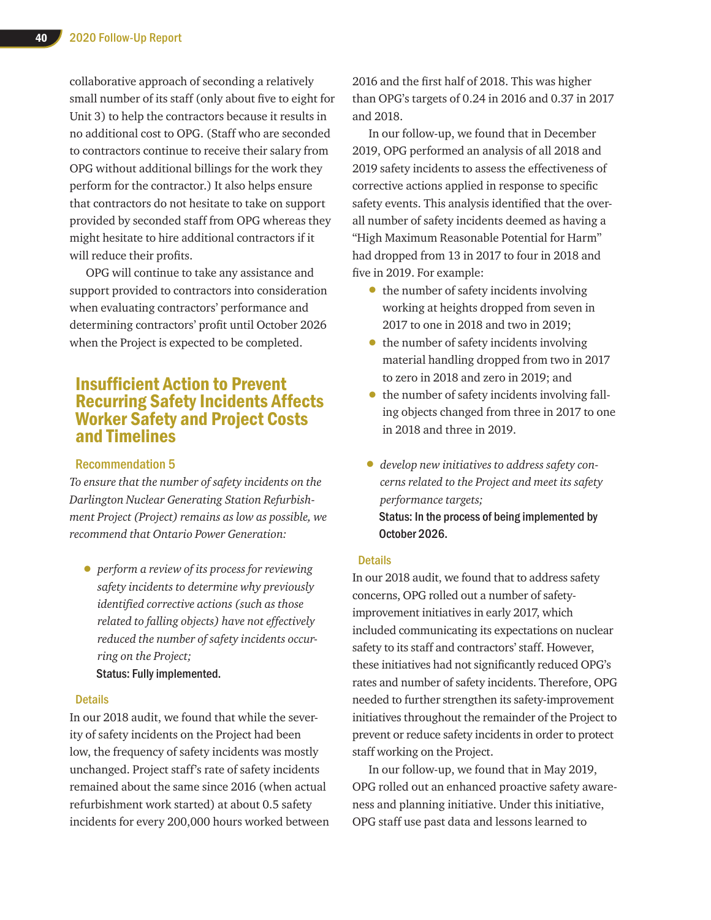collaborative approach of seconding a relatively small number of its staff (only about five to eight for Unit 3) to help the contractors because it results in no additional cost to OPG. (Staff who are seconded to contractors continue to receive their salary from OPG without additional billings for the work they perform for the contractor.) It also helps ensure that contractors do not hesitate to take on support provided by seconded staff from OPG whereas they might hesitate to hire additional contractors if it will reduce their profits.

OPG will continue to take any assistance and support provided to contractors into consideration when evaluating contractors' performance and determining contractors' profit until October 2026 when the Project is expected to be completed.

## Insufficient Action to Prevent Recurring Safety Incidents Affects Worker Safety and Project Costs and Timelines

### Recommendation 5

*To ensure that the number of safety incidents on the Darlington Nuclear Generating Station Refurbishment Project (Project) remains as low as possible, we recommend that Ontario Power Generation:*

- *perform a review of its process for reviewing safety incidents to determine why previously identified corrective actions (such as those related to falling objects) have not effectively reduced the number of safety incidents occurring on the Project;*

  **Status: Fully implemented.**

### Details

In our 2018 audit, we found that while the severity of safety incidents on the Project had been low, the frequency of safety incidents was mostly unchanged. Project staff's rate of safety incidents remained about the same since 2016 (when actual refurbishment work started) at about 0.5 safety incidents for every 200,000 hours worked between 2016 and the first half of 2018. This was higher than OPG's targets of 0.24 in 2016 and 0.37 in 2017 and 2018.

In our follow-up, we found that in December 2019, OPG performed an analysis of all 2018 and 2019 safety incidents to assess the effectiveness of corrective actions applied in response to specific safety events. This analysis identified that the overall number of safety incidents deemed as having a "High Maximum Reasonable Potential for Harm" had dropped from 13 in 2017 to four in 2018 and five in 2019. For example:

- the number of safety incidents involving working at heights dropped from seven in 2017 to one in 2018 and two in 2019;
- the number of safety incidents involving material handling dropped from two in 2017 to zero in 2018 and zero in 2019; and
- the number of safety incidents involving falling objects changed from three in 2017 to one in 2018 and three in 2019.

- *develop new initiatives to address safety concerns related to the Project and meet its safety performance targets;*

  **Status: In the process of being implemented by October 2026.**

### Details

In our 2018 audit, we found that to address safety concerns, OPG rolled out a number of safety-improvement initiatives in early 2017, which included communicating its expectations on nuclear safety to its staff and contractors' staff. However, these initiatives had not significantly reduced OPG's rates and number of safety incidents. Therefore, OPG needed to further strengthen its safety-improvement initiatives throughout the remainder of the Project to prevent or reduce safety incidents in order to protect staff working on the Project.

In our follow-up, we found that in May 2019, OPG rolled out an enhanced proactive safety awareness and planning initiative. Under this initiative, OPG staff use past data and lessons learned to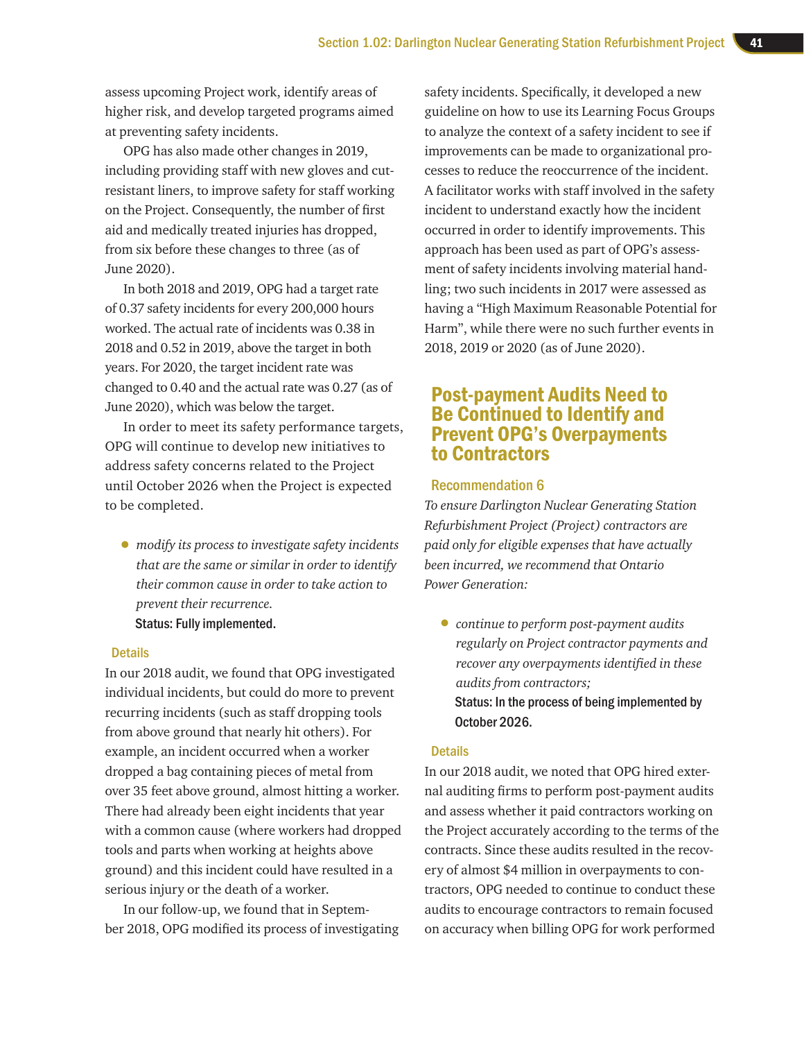assess upcoming Project work, identify areas of higher risk, and develop targeted programs aimed at preventing safety incidents.

OPG has also made other changes in 2019, including providing staff with new gloves and cut-resistant liners, to improve safety for staff working on the Project. Consequently, the number of first aid and medically treated injuries has dropped, from six before these changes to three (as of June 2020).

In both 2018 and 2019, OPG had a target rate of 0.37 safety incidents for every 200,000 hours worked. The actual rate of incidents was 0.38 in 2018 and 0.52 in 2019, above the target in both years. For 2020, the target incident rate was changed to 0.40 and the actual rate was 0.27 (as of June 2020), which was below the target.

In order to meet its safety performance targets, OPG will continue to develop new initiatives to address safety concerns related to the Project until October 2026 when the Project is expected to be completed.

- *modify its process to investigate safety incidents that are the same or similar in order to identify their common cause in order to take action to prevent their recurrence.*
  **Status: Fully implemented.**

### Details

In our 2018 audit, we found that OPG investigated individual incidents, but could do more to prevent recurring incidents (such as staff dropping tools from above ground that nearly hit others). For example, an incident occurred when a worker dropped a bag containing pieces of metal from over 35 feet above ground, almost hitting a worker. There had already been eight incidents that year with a common cause (where workers had dropped tools and parts when working at heights above ground) and this incident could have resulted in a serious injury or the death of a worker.

In our follow-up, we found that in September 2018, OPG modified its process of investigating safety incidents. Specifically, it developed a new guideline on how to use its Learning Focus Groups to analyze the context of a safety incident to see if improvements can be made to organizational processes to reduce the reoccurrence of the incident. A facilitator works with staff involved in the safety incident to understand exactly how the incident occurred in order to identify improvements. This approach has been used as part of OPG's assessment of safety incidents involving material handling; two such incidents in 2017 were assessed as having a "High Maximum Reasonable Potential for Harm", while there were no such further events in 2018, 2019 or 2020 (as of June 2020).

## Post-payment Audits Need to Be Continued to Identify and Prevent OPG's Overpayments to Contractors

### Recommendation 6

*To ensure Darlington Nuclear Generating Station Refurbishment Project (Project) contractors are paid only for eligible expenses that have actually been incurred, we recommend that Ontario Power Generation:*

- *continue to perform post-payment audits regularly on Project contractor payments and recover any overpayments identified in these audits from contractors;*
  **Status: In the process of being implemented by October 2026.**

### Details

In our 2018 audit, we noted that OPG hired external auditing firms to perform post-payment audits and assess whether it paid contractors working on the Project accurately according to the terms of the contracts. Since these audits resulted in the recovery of almost $4 million in overpayments to contractors, OPG needed to continue to conduct these audits to encourage contractors to remain focused on accuracy when billing OPG for work performed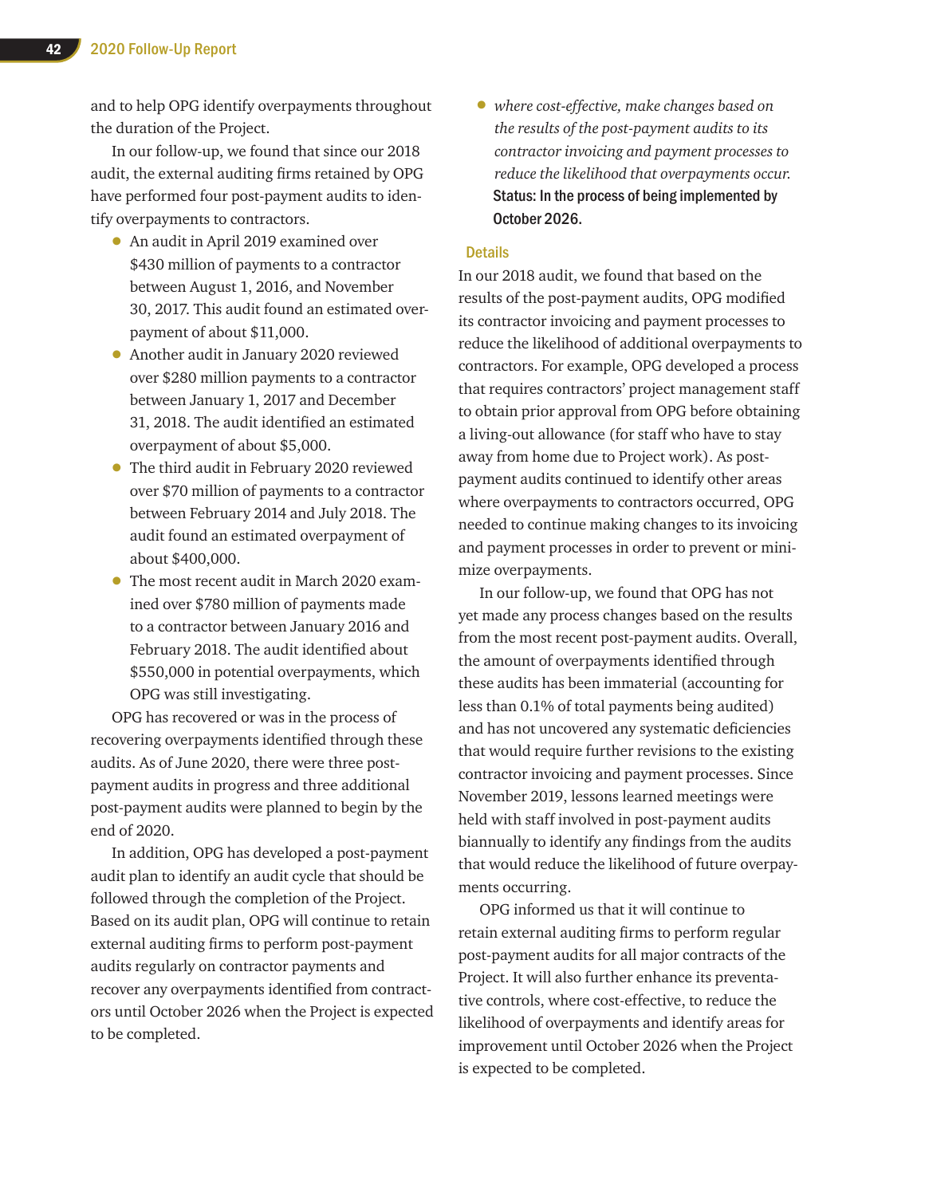and to help OPG identify overpayments throughout the duration of the Project.

In our follow-up, we found that since our 2018 audit, the external auditing firms retained by OPG have performed four post-payment audits to identify overpayments to contractors.

- An audit in April 2019 examined over $430 million of payments to a contractor between August 1, 2016, and November 30, 2017. This audit found an estimated overpayment of about $11,000.
- Another audit in January 2020 reviewed over $280 million payments to a contractor between January 1, 2017 and December 31, 2018. The audit identified an estimated overpayment of about $5,000.
- The third audit in February 2020 reviewed over $70 million of payments to a contractor between February 2014 and July 2018. The audit found an estimated overpayment of about $400,000.
- The most recent audit in March 2020 examined over $780 million of payments made to a contractor between January 2016 and February 2018. The audit identified about $550,000 in potential overpayments, which OPG was still investigating.

OPG has recovered or was in the process of recovering overpayments identified through these audits. As of June 2020, there were three post-payment audits in progress and three additional post-payment audits were planned to begin by the end of 2020.

In addition, OPG has developed a post-payment audit plan to identify an audit cycle that should be followed through the completion of the Project. Based on its audit plan, OPG will continue to retain external auditing firms to perform post-payment audits regularly on contractor payments and recover any overpayments identified from contractors until October 2026 when the Project is expected to be completed.

- *where cost-effective, make changes based on the results of the post-payment audits to its contractor invoicing and payment processes to reduce the likelihood that overpayments occur.*

**Status: In the process of being implemented by October 2026.**

### Details

In our 2018 audit, we found that based on the results of the post-payment audits, OPG modified its contractor invoicing and payment processes to reduce the likelihood of additional overpayments to contractors. For example, OPG developed a process that requires contractors' project management staff to obtain prior approval from OPG before obtaining a living-out allowance (for staff who have to stay away from home due to Project work). As post-payment audits continued to identify other areas where overpayments to contractors occurred, OPG needed to continue making changes to its invoicing and payment processes in order to prevent or minimize overpayments.

In our follow-up, we found that OPG has not yet made any process changes based on the results from the most recent post-payment audits. Overall, the amount of overpayments identified through these audits has been immaterial (accounting for less than 0.1% of total payments being audited) and has not uncovered any systematic deficiencies that would require further revisions to the existing contractor invoicing and payment processes. Since November 2019, lessons learned meetings were held with staff involved in post-payment audits biannually to identify any findings from the audits that would reduce the likelihood of future overpayments occurring.

OPG informed us that it will continue to retain external auditing firms to perform regular post-payment audits for all major contracts of the Project. It will also further enhance its preventative controls, where cost-effective, to reduce the likelihood of overpayments and identify areas for improvement until October 2026 when the Project is expected to be completed.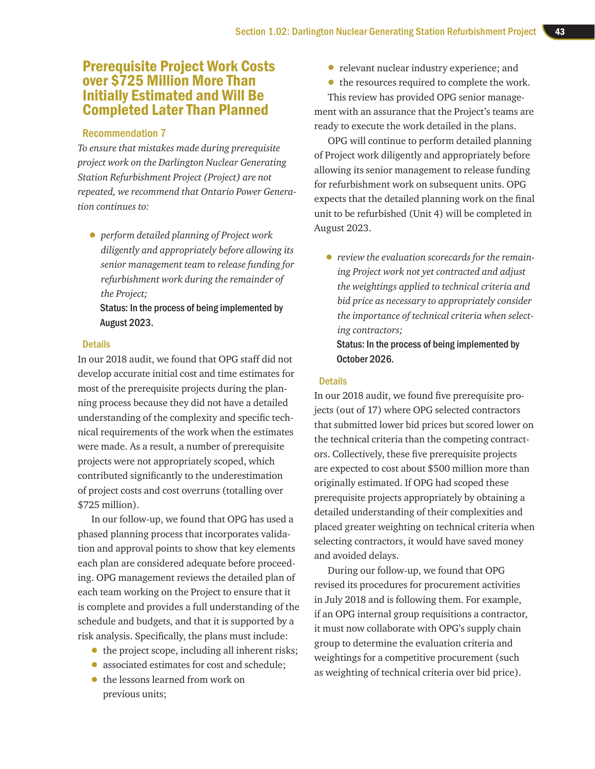## Prerequisite Project Work Costs over $725 Million More Than Initially Estimated and Will Be Completed Later Than Planned

### Recommendation 7

*To ensure that mistakes made during prerequisite project work on the Darlington Nuclear Generating Station Refurbishment Project (Project) are not repeated, we recommend that Ontario Power Generation continues to:*

- *perform detailed planning of Project work diligently and appropriately before allowing its senior management team to release funding for refurbishment work during the remainder of the Project;*

  **Status: In the process of being implemented by August 2023.**

### Details

In our 2018 audit, we found that OPG staff did not develop accurate initial cost and time estimates for most of the prerequisite projects during the planning process because they did not have a detailed understanding of the complexity and specific technical requirements of the work when the estimates were made. As a result, a number of prerequisite projects were not appropriately scoped, which contributed significantly to the underestimation of project costs and cost overruns (totalling over $725 million).

In our follow-up, we found that OPG has used a phased planning process that incorporates validation and approval points to show that key elements each plan are considered adequate before proceeding. OPG management reviews the detailed plan of each team working on the Project to ensure that it is complete and provides a full understanding of the schedule and budgets, and that it is supported by a risk analysis. Specifically, the plans must include:

- the project scope, including all inherent risks;
- associated estimates for cost and schedule;
- the lessons learned from work on previous units;
- relevant nuclear industry experience; and
- the resources required to complete the work.

This review has provided OPG senior management with an assurance that the Project's teams are ready to execute the work detailed in the plans.

OPG will continue to perform detailed planning of Project work diligently and appropriately before allowing its senior management to release funding for refurbishment work on subsequent units. OPG expects that the detailed planning work on the final unit to be refurbished (Unit 4) will be completed in August 2023.

- *review the evaluation scorecards for the remaining Project work not yet contracted and adjust the weightings applied to technical criteria and bid price as necessary to appropriately consider the importance of technical criteria when selecting contractors;*

  **Status: In the process of being implemented by October 2026.**

### Details

In our 2018 audit, we found five prerequisite projects (out of 17) where OPG selected contractors that submitted lower bid prices but scored lower on the technical criteria than the competing contractors. Collectively, these five prerequisite projects are expected to cost about $500 million more than originally estimated. If OPG had scoped these prerequisite projects appropriately by obtaining a detailed understanding of their complexities and placed greater weighting on technical criteria when selecting contractors, it would have saved money and avoided delays.

During our follow-up, we found that OPG revised its procedures for procurement activities in July 2018 and is following them. For example, if an OPG internal group requisitions a contractor, it must now collaborate with OPG's supply chain group to determine the evaluation criteria and weightings for a competitive procurement (such as weighting of technical criteria over bid price).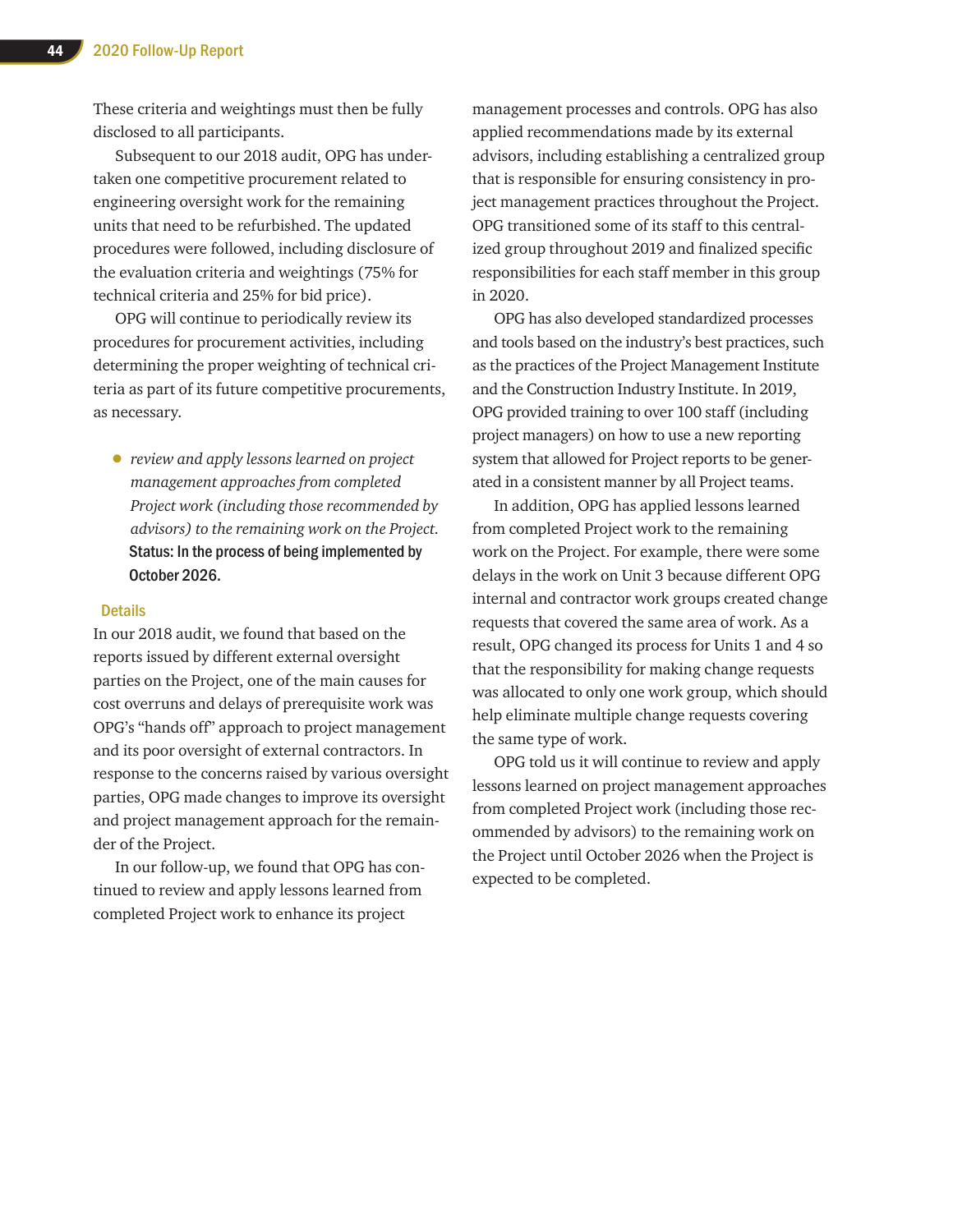These criteria and weightings must then be fully disclosed to all participants.

Subsequent to our 2018 audit, OPG has undertaken one competitive procurement related to engineering oversight work for the remaining units that need to be refurbished. The updated procedures were followed, including disclosure of the evaluation criteria and weightings (75% for technical criteria and 25% for bid price).

OPG will continue to periodically review its procedures for procurement activities, including determining the proper weighting of technical criteria as part of its future competitive procurements, as necessary.

- *review and apply lessons learned on project management approaches from completed Project work (including those recommended by advisors) to the remaining work on the Project.*
  **Status: In the process of being implemented by October 2026.**

### Details

In our 2018 audit, we found that based on the reports issued by different external oversight parties on the Project, one of the main causes for cost overruns and delays of prerequisite work was OPG's "hands off" approach to project management and its poor oversight of external contractors. In response to the concerns raised by various oversight parties, OPG made changes to improve its oversight and project management approach for the remainder of the Project.

In our follow-up, we found that OPG has continued to review and apply lessons learned from completed Project work to enhance its project management processes and controls. OPG has also applied recommendations made by its external advisors, including establishing a centralized group that is responsible for ensuring consistency in project management practices throughout the Project. OPG transitioned some of its staff to this centralized group throughout 2019 and finalized specific responsibilities for each staff member in this group in 2020.

OPG has also developed standardized processes and tools based on the industry's best practices, such as the practices of the Project Management Institute and the Construction Industry Institute. In 2019, OPG provided training to over 100 staff (including project managers) on how to use a new reporting system that allowed for Project reports to be generated in a consistent manner by all Project teams.

In addition, OPG has applied lessons learned from completed Project work to the remaining work on the Project. For example, there were some delays in the work on Unit 3 because different OPG internal and contractor work groups created change requests that covered the same area of work. As a result, OPG changed its process for Units 1 and 4 so that the responsibility for making change requests was allocated to only one work group, which should help eliminate multiple change requests covering the same type of work.

OPG told us it will continue to review and apply lessons learned on project management approaches from completed Project work (including those recommended by advisors) to the remaining work on the Project until October 2026 when the Project is expected to be completed.